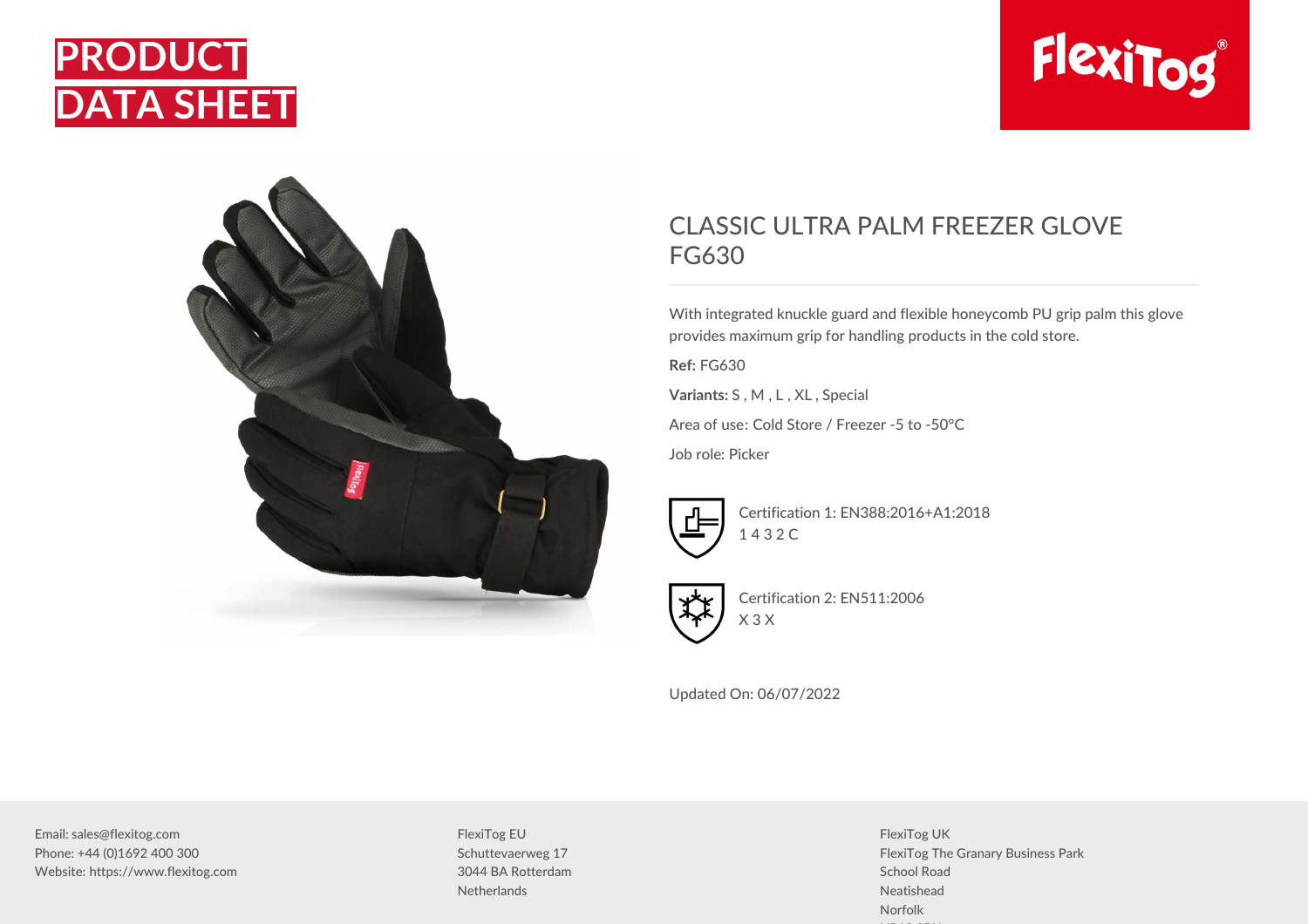# PRODUCT DATA SHEET

## CLASSIC ULTRA PALM FREEZER GLOVE FG630

With integrated knuckle guard and flexible honeycomb PU grip palm this glove provides maximum grip for handling products in the cold store.

**Ref:** FG630

**Variants:** S , M , L , XL , Special

Area of use: Cold Store / Freezer -5 to -50°C

Job role: Picker

Certification 1: EN388:2016+A1:2018
1 4 3 2 C

Certification 2: EN511:2006
X 3 X

Updated On: 06/07/2022

Email: sales@flexitog.com
Phone: +44 (0)1692 400 300
Website: https://www.flexitog.com

FlexiTog EU
Schuttevaerweg 17
3044 BA Rotterdam
Netherlands

FlexiTog UK
FlexiTog The Granary Business Park
School Road
Neatishead
Norfolk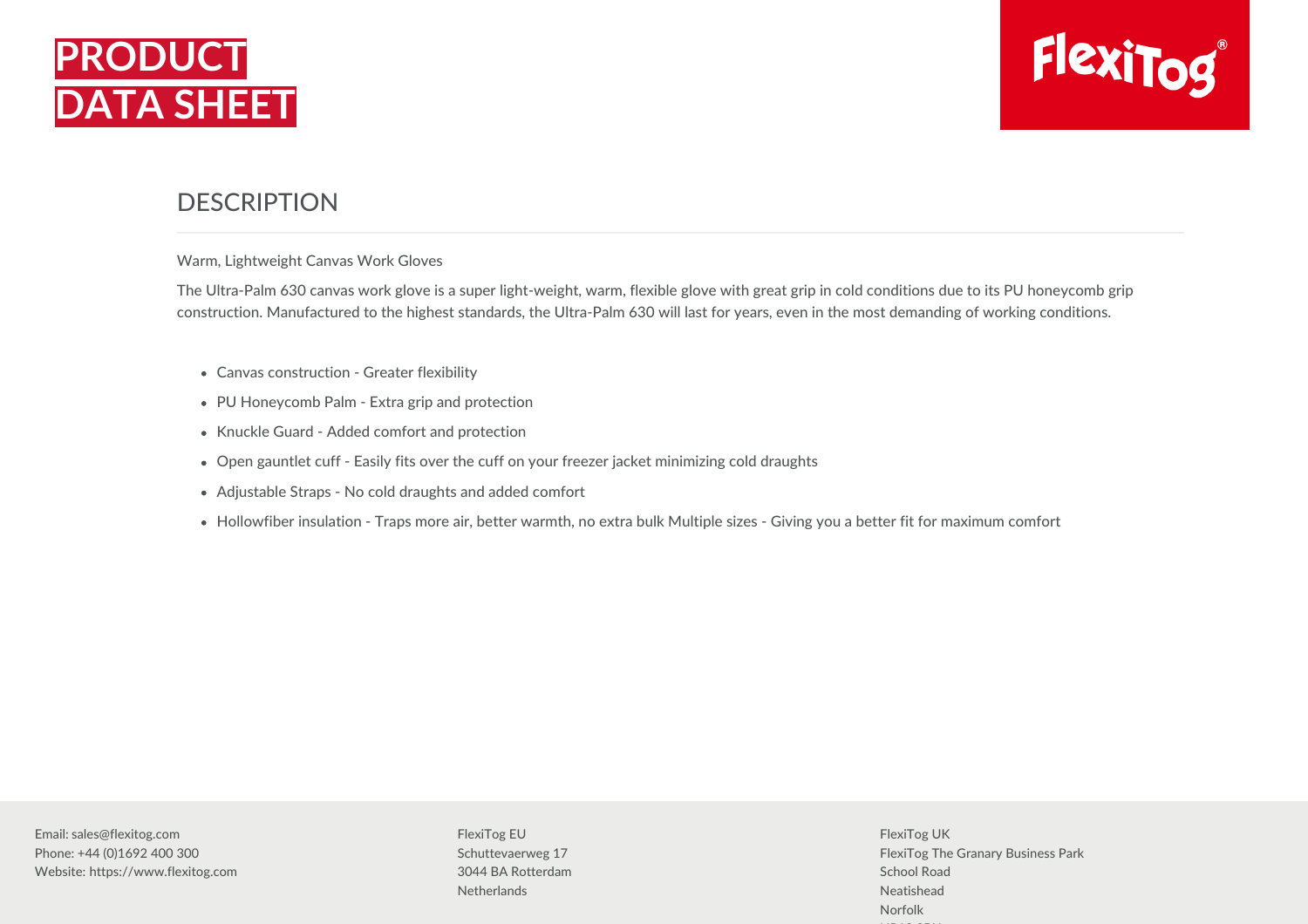## DESCRIPTION

Warm, Lightweight Canvas Work Gloves

The Ultra-Palm 630 canvas work glove is a super light-weight, warm, flexible glove with great grip in cold conditions due to its PU honeycomb grip construction. Manufactured to the highest standards, the Ultra-Palm 630 will last for years, even in the most demanding of working conditions.

- Canvas construction - Greater flexibility
- PU Honeycomb Palm - Extra grip and protection
- Knuckle Guard - Added comfort and protection
- Open gauntlet cuff - Easily fits over the cuff on your freezer jacket minimizing cold draughts
- Adjustable Straps - No cold draughts and added comfort
- Hollowfiber insulation - Traps more air, better warmth, no extra bulk Multiple sizes - Giving you a better fit for maximum comfort